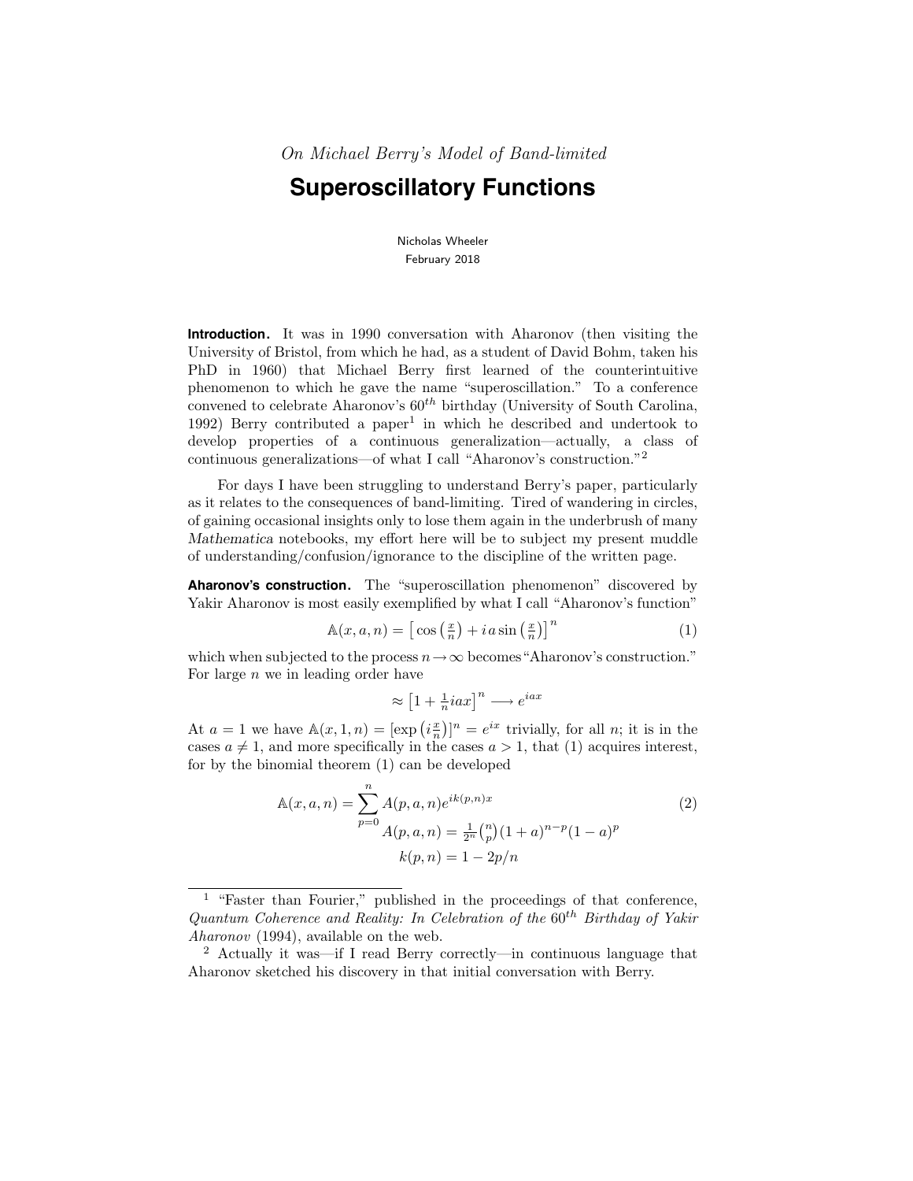*On Michael Berry's Model of Band-limited*

# Superoscillatory Functions

Nicholas Wheeler
February 2018

**Introduction.** It was in 1990 conversation with Aharonov (then visiting the University of Bristol, from which he had, as a student of David Bohm, taken his PhD in 1960) that Michael Berry first learned of the counterintuitive phenomenon to which he gave the name "superoscillation." To a conference convened to celebrate Aharonov's $60^{th}$ birthday (University of South Carolina, 1992) Berry contributed a paper[1] in which he described and undertook to develop properties of a continuous generalization—actually, a class of continuous generalizations—of what I call "Aharonov's construction."[2]

For days I have been struggling to understand Berry's paper, particularly as it relates to the consequences of band-limiting. Tired of wandering in circles, of gaining occasional insights only to lose them again in the underbrush of many *Mathematica* notebooks, my effort here will be to subject my present muddle of understanding/confusion/ignorance to the discipline of the written page.

**Aharonov's construction.** The "superoscillation phenomenon" discovered by Yakir Aharonov is most easily exemplified by what I call "Aharonov's function"

$$\mathbb{A}(x, a, n) = \left[\cos\left(\tfrac{x}{n}\right) + i\,a\sin\left(\tfrac{x}{n}\right)\right]^n \tag{1}$$

which when subjected to the process $n \to \infty$ becomes "Aharonov's construction." For large $n$ we in leading order have

$$\approx \left[1 + \tfrac{1}{n}iax\right]^n \longrightarrow e^{iax}$$

At $a = 1$ we have $\mathbb{A}(x, 1, n) = [\exp\left(i\tfrac{x}{n}\right)]^n = e^{ix}$ trivially, for all $n$; it is in the cases $a \neq 1$, and more specifically in the cases $a > 1$, that (1) acquires interest, for by the binomial theorem (1) can be developed

$$\begin{aligned}
\mathbb{A}(x, a, n) = \sum_{p=0}^{n} A(p, a, n)e^{ik(p,n)x} \\
A(p, a, n) = \tfrac{1}{2^n}\tbinom{n}{p}(1 + a)^{n-p}(1 - a)^p \\
k(p, n) = 1 - 2p/n
\end{aligned} \tag{2}$$

---

[1] "Faster than Fourier," published in the proceedings of that conference, *Quantum Coherence and Reality: In Celebration of the* $60^{th}$ *Birthday of Yakir Aharonov* (1994), available on the web.

[2] Actually it was—if I read Berry correctly—in continuous language that Aharonov sketched his discovery in that initial conversation with Berry.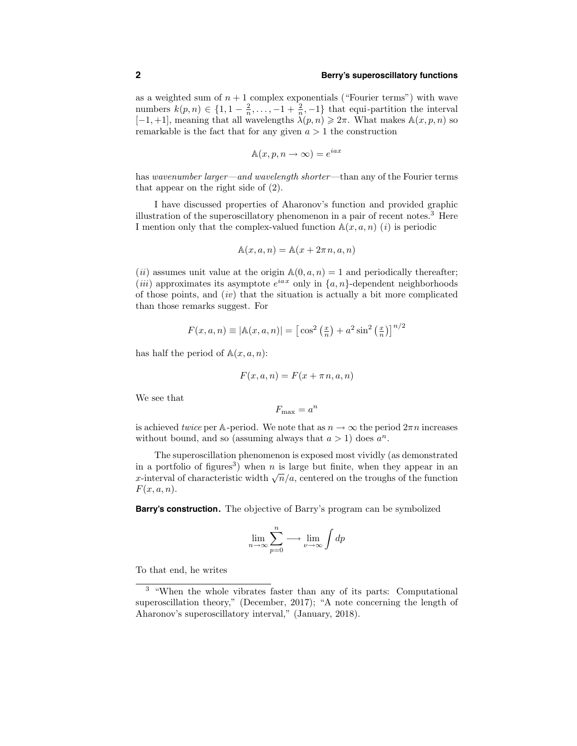as a weighted sum of $n+1$ complex exponentials ("Fourier terms") with wave numbers $k(p,n) \in \{1, 1-\frac{2}{n}, \ldots, -1+\frac{2}{n}, -1\}$ that equi-partition the interval $[-1,+1]$, meaning that all wavelengths $\lambda(p,n) \geqslant 2\pi$. What makes $\mathbb{A}(x,p,n)$ so remarkable is the fact that for any given $a > 1$ the construction

$$\mathbb{A}(x,p,n \to \infty) = e^{iax}$$

has *wavenumber larger—and wavelength shorter*—than any of the Fourier terms that appear on the right side of (2).

I have discussed properties of Aharonov's function and provided graphic illustration of the superoscillatory phenomenon in a pair of recent notes.[3] Here I mention only that the complex-valued function $\mathbb{A}(x,a,n)$ $(i)$ is periodic

$$\mathbb{A}(x,a,n) = \mathbb{A}(x+2\pi n,a,n)$$

$(ii)$ assumes unit value at the origin $\mathbb{A}(0,a,n) = 1$ and periodically thereafter; $(iii)$ approximates its asymptote $e^{iax}$ only in $\{a,n\}$-dependent neighborhoods of those points, and $(iv)$ that the situation is actually a bit more complicated than those remarks suggest. For

$$F(x,a,n) \equiv |\mathbb{A}(x,a,n)| = \left[\cos^2\left(\tfrac{x}{n}\right) + a^2 \sin^2\left(\tfrac{x}{n}\right)\right]^{n/2}$$

has half the period of $\mathbb{A}(x,a,n)$:

$$F(x,a,n) = F(x+\pi n,a,n)$$

We see that

$$F_{\max} = a^n$$

is achieved *twice* per $\mathbb{A}$-period. We note that as $n \to \infty$ the period $2\pi n$ increases without bound, and so (assuming always that $a > 1$) does $a^n$.

The superoscillation phenomenon is exposed most vividly (as demonstrated in a portfolio of figures[3]) when $n$ is large but finite, when they appear in an $x$-interval of characteristic width $\sqrt{n}/a$, centered on the troughs of the function $F(x,a,n)$.

**Barry's construction.** The objective of Barry's program can be symbolized

$$\lim_{n\to\infty} \sum_{p=0}^{n} \longrightarrow \lim_{\nu\to\infty} \int dp$$

To that end, he writes

[3] "When the whole vibrates faster than any of its parts: Computational superoscillation theory," (December, 2017); "A note concerning the length of Aharonov's superoscillatory interval," (January, 2018).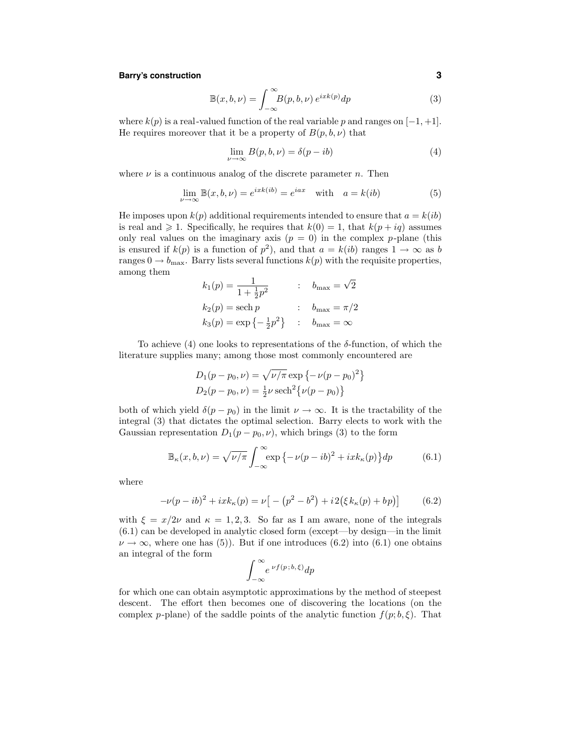$$\mathbb{B}(x,b,\nu) = \int_{-\infty}^{\infty} B(p,b,\nu)\, e^{ixk(p)} dp \tag{3}$$

where $k(p)$ is a real-valued function of the real variable $p$ and ranges on $[-1,+1]$. He requires moreover that it be a property of $B(p,b,\nu)$ that

$$\lim_{\nu\to\infty} B(p,b,\nu) = \delta(p - ib) \tag{4}$$

where $\nu$ is a continuous analog of the discrete parameter $n$. Then

$$\lim_{\nu\to\infty} \mathbb{B}(x,b,\nu) = e^{ixk(ib)} = e^{iax} \quad \text{with} \quad a = k(ib) \tag{5}$$

He imposes upon $k(p)$ additional requirements intended to ensure that $a = k(ib)$ is real and $\geqslant 1$. Specifically, he requires that $k(0) = 1$, that $k(p + iq)$ assumes only real values on the imaginary axis ($p = 0$) in the complex $p$-plane (this is ensured if $k(p)$ is a function of $p^2$), and that $a = k(ib)$ ranges $1 \to \infty$ as $b$ ranges $0 \to b_{\max}$. Barry lists several functions $k(p)$ with the requisite properties, among them

$$\begin{aligned}
k_1(p) &= \frac{1}{1+\frac{1}{2}p^2} && : \quad b_{\max} = \sqrt{2} \\
k_2(p) &= \operatorname{sech} p && : \quad b_{\max} = \pi/2 \\
k_3(p) &= \exp\left\{-\tfrac{1}{2}p^2\right\} && : \quad b_{\max} = \infty
\end{aligned}$$

To achieve (4) one looks to representations of the $\delta$-function, of which the literature supplies many; among those most commonly encountered are

$$\begin{aligned}
D_1(p - p_0, \nu) &= \sqrt{\nu/\pi}\, \exp\left\{-\nu(p - p_0)^2\right\} \\
D_2(p - p_0, \nu) &= \tfrac{1}{2}\nu\, \operatorname{sech}^2\left\{\nu(p - p_0)\right\}
\end{aligned}$$

both of which yield $\delta(p - p_0)$ in the limit $\nu \to \infty$. It is the tractability of the integral (3) that dictates the optimal selection. Barry elects to work with the Gaussian representation $D_1(p - p_0, \nu)$, which brings (3) to the form

$$\mathbb{B}_\kappa(x,b,\nu) = \sqrt{\nu/\pi} \int_{-\infty}^{\infty} \exp\left\{-\nu(p - ib)^2 + ixk_\kappa(p)\right\} dp \tag{6.1}$$

where

$$-\nu(p - ib)^2 + ixk_\kappa(p) = \nu\left[-\left(p^2 - b^2\right) + i\,2\left(\xi\, k_\kappa(p) + bp\right)\right] \tag{6.2}$$

with $\xi = x/2\nu$ and $\kappa = 1, 2, 3$. So far as I am aware, none of the integrals (6.1) can be developed in analytic closed form (except—by design—in the limit $\nu \to \infty$, where one has (5)). But if one introduces (6.2) into (6.1) one obtains an integral of the form

$$\int_{-\infty}^{\infty} e^{\,\nu f(p\,;\,b,\,\xi)} dp$$

for which one can obtain asymptotic approximations by the method of steepest descent. The effort then becomes one of discovering the locations (on the complex $p$-plane) of the saddle points of the analytic function $f(p; b, \xi)$. That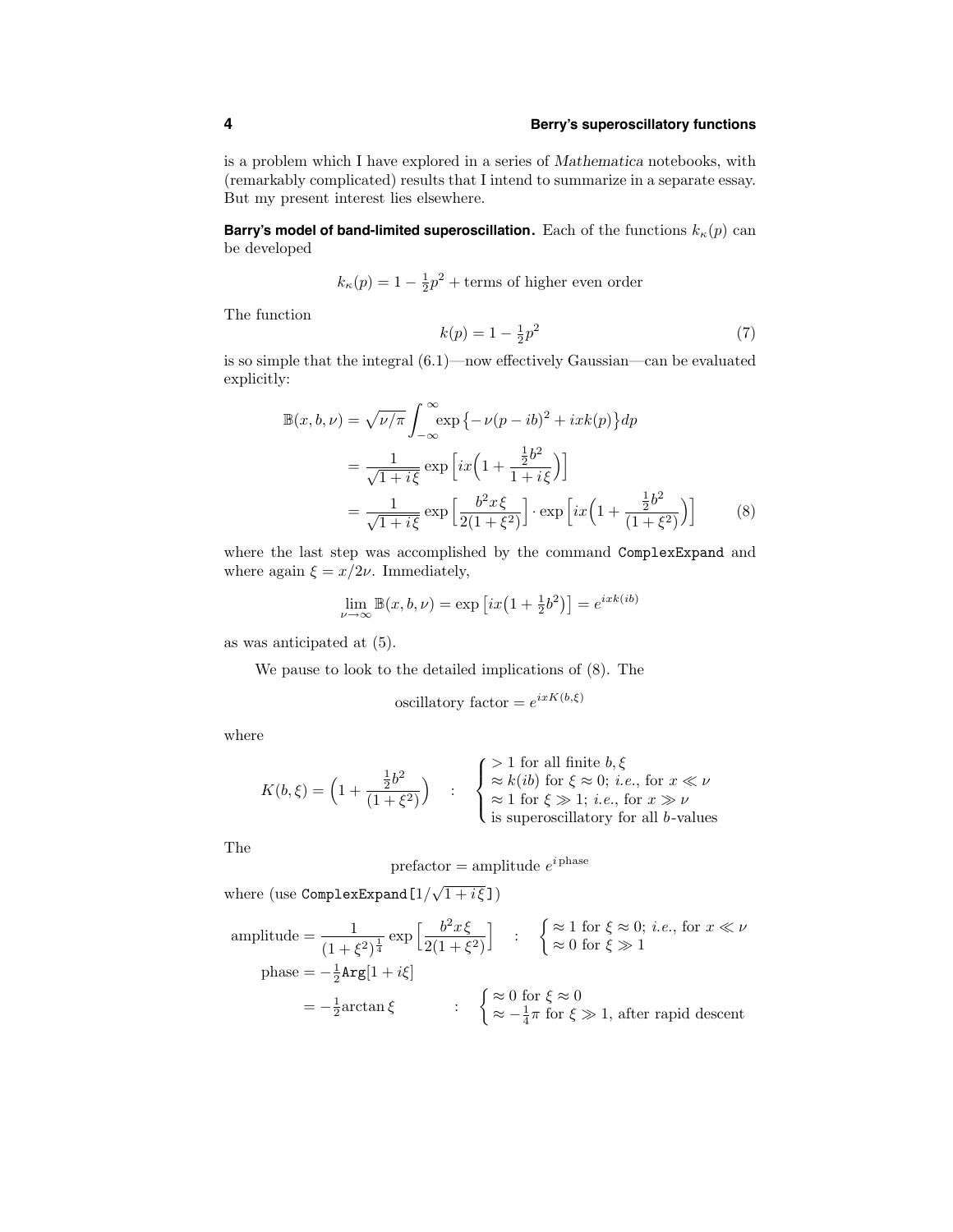is a problem which I have explored in a series of *Mathematica* notebooks, with (remarkably complicated) results that I intend to summarize in a separate essay. But my present interest lies elsewhere.

**Barry's model of band-limited superoscillation.** Each of the functions $k_\kappa(p)$ can be developed

$$k_\kappa(p) = 1 - \tfrac{1}{2}p^2 + \text{terms of higher even order}$$

The function

$$k(p) = 1 - \tfrac{1}{2}p^2 \tag{7}$$

is so simple that the integral (6.1)—now effectively Gaussian—can be evaluated explicitly:

$$\begin{aligned}
\mathbb{B}(x, b, \nu) &= \sqrt{\nu/\pi}\int_{-\infty}^{\infty} \exp\big\{-\nu(p - ib)^2 + ixk(p)\big\}dp \\
&= \frac{1}{\sqrt{1+i\xi}}\exp\Big[ix\Big(1 + \frac{\frac{1}{2}b^2}{1+i\xi}\Big)\Big] \\
&= \frac{1}{\sqrt{1+i\xi}}\exp\Big[\frac{b^2 x\xi}{2(1+\xi^2)}\Big]\cdot\exp\Big[ix\Big(1 + \frac{\frac{1}{2}b^2}{(1+\xi^2)}\Big)\Big]
\end{aligned} \tag{8}$$

where the last step was accomplished by the command `ComplexExpand` and where again $\xi = x/2\nu$. Immediately,

$$\lim_{\nu\to\infty}\mathbb{B}(x, b, \nu) = \exp\big[ix\big(1 + \tfrac{1}{2}b^2\big)\big] = e^{ixk(ib)}$$

as was anticipated at (5).

We pause to look to the detailed implications of (8). The

$$\text{oscillatory factor} = e^{ixK(b,\xi)}$$

where

$$K(b, \xi) = \Big(1 + \frac{\frac{1}{2}b^2}{(1+\xi^2)}\Big) \quad : \quad \begin{cases} > 1 \text{ for all finite } b, \xi \\ \approx k(ib) \text{ for } \xi \approx 0; \textit{ i.e.}, \text{ for } x \ll \nu \\ \approx 1 \text{ for } \xi \gg 1; \textit{ i.e.}, \text{ for } x \gg \nu \\ \text{is superoscillatory for all } b\text{-values} \end{cases}$$

The

$$\text{prefactor} = \text{amplitude } e^{i\,\text{phase}}$$

where (use `ComplexExpand[1/`$\sqrt{1+i\xi}$`]`)

$$\text{amplitude} = \frac{1}{(1+\xi^2)^{\frac{1}{4}}}\exp\Big[\frac{b^2 x\xi}{2(1+\xi^2)}\Big] \quad : \quad \begin{cases} \approx 1 \text{ for } \xi \approx 0; \textit{ i.e.}, \text{ for } x \ll \nu \\ \approx 0 \text{ for } \xi \gg 1 \end{cases}$$

$$\begin{aligned}
\text{phase} &= -\tfrac{1}{2}\texttt{Arg}[1 + i\xi] \\
&= -\tfrac{1}{2}\arctan\xi \qquad : \quad \begin{cases} \approx 0 \text{ for } \xi \approx 0 \\ \approx -\frac{1}{4}\pi \text{ for } \xi \gg 1, \text{ after rapid descent} \end{cases}
\end{aligned}$$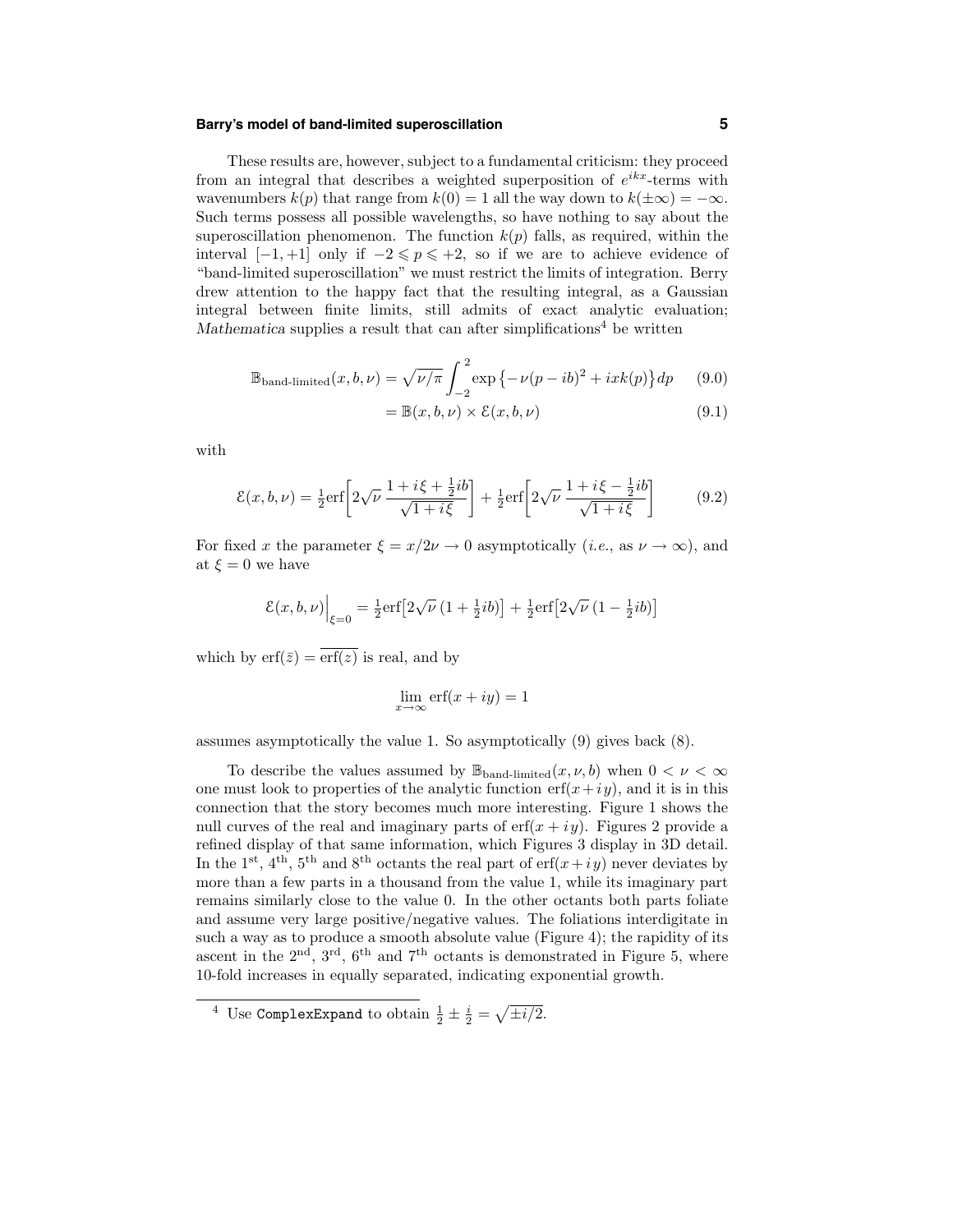These results are, however, subject to a fundamental criticism: they proceed from an integral that describes a weighted superposition of $e^{ikx}$-terms with wavenumbers $k(p)$ that range from $k(0) = 1$ all the way down to $k(\pm\infty) = -\infty$. Such terms possess all possible wavelengths, so have nothing to say about the superoscillation phenomenon. The function $k(p)$ falls, as required, within the interval $[-1, +1]$ only if $-2 \leqslant p \leqslant +2$, so if we are to achieve evidence of "band-limited superoscillation" we must restrict the limits of integration. Berry drew attention to the happy fact that the resulting integral, as a Gaussian integral between finite limits, still admits of exact analytic evaluation; *Mathematica* supplies a result that can after simplifications[4] be written

$$\mathbb{B}_{\text{band-limited}}(x, b, \nu) = \sqrt{\nu/\pi} \int_{-2}^{2} \exp\{-\nu(p - ib)^2 + ixk(p)\}\,dp \qquad (9.0)$$

$$= \mathbb{B}(x, b, \nu) \times \mathcal{E}(x, b, \nu) \qquad (9.1)$$

with

$$\mathcal{E}(x, b, \nu) = \tfrac{1}{2}\text{erf}\left[2\sqrt{\nu}\,\frac{1 + i\xi + \frac{1}{2}ib}{\sqrt{1 + i\xi}}\right] + \tfrac{1}{2}\text{erf}\left[2\sqrt{\nu}\,\frac{1 + i\xi - \frac{1}{2}ib}{\sqrt{1 + i\xi}}\right] \qquad (9.2)$$

For fixed $x$ the parameter $\xi = x/2\nu \to 0$ asymptotically (*i.e.*, as $\nu \to \infty$), and at $\xi = 0$ we have

$$\mathcal{E}(x, b, \nu)\Big|_{\xi=0} = \tfrac{1}{2}\text{erf}\big[2\sqrt{\nu}\,(1 + \tfrac{1}{2}ib)\big] + \tfrac{1}{2}\text{erf}\big[2\sqrt{\nu}\,(1 - \tfrac{1}{2}ib)\big]$$

which by $\text{erf}(\bar{z}) = \overline{\text{erf}(z)}$ is real, and by

$$\lim_{x\to\infty} \text{erf}(x + iy) = 1$$

assumes asymptotically the value 1. So asymptotically (9) gives back (8).

To describe the values assumed by $\mathbb{B}_{\text{band-limited}}(x, \nu, b)$ when $0 < \nu < \infty$ one must look to properties of the analytic function $\text{erf}(x + iy)$, and it is in this connection that the story becomes much more interesting. Figure 1 shows the null curves of the real and imaginary parts of $\text{erf}(x + iy)$. Figures 2 provide a refined display of that same information, which Figures 3 display in 3D detail. In the 1st, 4th, 5th and 8th octants the real part of $\text{erf}(x + iy)$ never deviates by more than a few parts in a thousand from the value 1, while its imaginary part remains similarly close to the value 0. In the other octants both parts foliate and assume very large positive/negative values. The foliations interdigitate in such a way as to produce a smooth absolute value (Figure 4); the rapidity of its ascent in the 2nd, 3rd, 6th and 7th octants is demonstrated in Figure 5, where 10-fold increases in equally separated, indicating exponential growth.

---

[4] Use `ComplexExpand` to obtain $\frac{1}{2} \pm \frac{i}{2} = \sqrt{\pm i/2}$.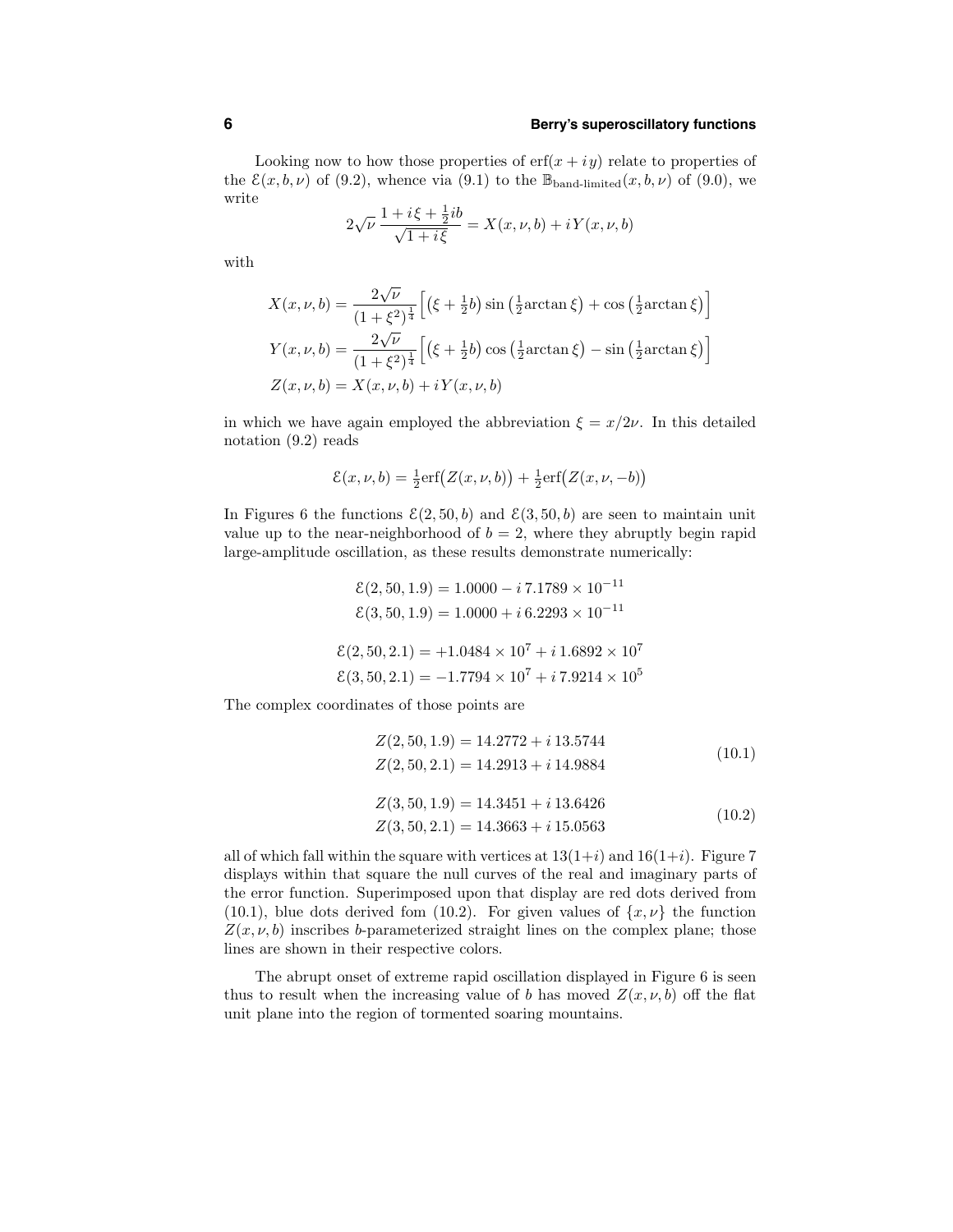Looking now to how those properties of $\text{erf}(x + iy)$ relate to properties of the $\mathcal{E}(x, b, \nu)$ of (9.2), whence via (9.1) to the $\mathbb{B}_{\text{band-limited}}(x, b, \nu)$ of (9.0), we write

$$2\sqrt{\nu}\,\frac{1 + i\xi + \frac{1}{2}ib}{\sqrt{1 + i\xi}} = X(x, \nu, b) + iY(x, \nu, b)$$

with

$$\begin{aligned}
X(x, \nu, b) &= \frac{2\sqrt{\nu}}{(1 + \xi^2)^{\frac{1}{4}}}\Big[\big(\xi + \tfrac{1}{2}b\big)\sin\big(\tfrac{1}{2}\text{arctan}\,\xi\big) + \cos\big(\tfrac{1}{2}\text{arctan}\,\xi\big)\Big] \\
Y(x, \nu, b) &= \frac{2\sqrt{\nu}}{(1 + \xi^2)^{\frac{1}{4}}}\Big[\big(\xi + \tfrac{1}{2}b\big)\cos\big(\tfrac{1}{2}\text{arctan}\,\xi\big) - \sin\big(\tfrac{1}{2}\text{arctan}\,\xi\big)\Big] \\
Z(x, \nu, b) &= X(x, \nu, b) + iY(x, \nu, b)
\end{aligned}$$

in which we have again employed the abbreviation $\xi = x/2\nu$. In this detailed notation (9.2) reads

$$\mathcal{E}(x, \nu, b) = \tfrac{1}{2}\text{erf}\big(Z(x, \nu, b)\big) + \tfrac{1}{2}\text{erf}\big(Z(x, \nu, -b)\big)$$

In Figures 6 the functions $\mathcal{E}(2, 50, b)$ and $\mathcal{E}(3, 50, b)$ are seen to maintain unit value up to the near-neighborhood of $b = 2$, where they abruptly begin rapid large-amplitude oscillation, as these results demonstrate numerically:

$$\begin{aligned}
\mathcal{E}(2, 50, 1.9) &= 1.0000 - i\,7.1789 \times 10^{-11} \\
\mathcal{E}(3, 50, 1.9) &= 1.0000 + i\,6.2293 \times 10^{-11}
\end{aligned}$$

$$\begin{aligned}
\mathcal{E}(2, 50, 2.1) &= +1.0484 \times 10^{7} + i\,1.6892 \times 10^{7} \\
\mathcal{E}(3, 50, 2.1) &= -1.7794 \times 10^{7} + i\,7.9214 \times 10^{5}
\end{aligned}$$

The complex coordinates of those points are

$$\begin{aligned}
Z(2, 50, 1.9) &= 14.2772 + i\,13.5744 \\
Z(2, 50, 2.1) &= 14.2913 + i\,14.9884
\end{aligned} \tag{10.1}$$

$$\begin{aligned}
Z(3, 50, 1.9) &= 14.3451 + i\,13.6426 \\
Z(3, 50, 2.1) &= 14.3663 + i\,15.0563
\end{aligned} \tag{10.2}$$

all of which fall within the square with vertices at $13(1+i)$ and $16(1+i)$. Figure 7 displays within that square the null curves of the real and imaginary parts of the error function. Superimposed upon that display are red dots derived from (10.1), blue dots derived fom (10.2). For given values of $\{x, \nu\}$ the function $Z(x, \nu, b)$ inscribes $b$-parameterized straight lines on the complex plane; those lines are shown in their respective colors.

The abrupt onset of extreme rapid oscillation displayed in Figure 6 is seen thus to result when the increasing value of $b$ has moved $Z(x, \nu, b)$ off the flat unit plane into the region of tormented soaring mountains.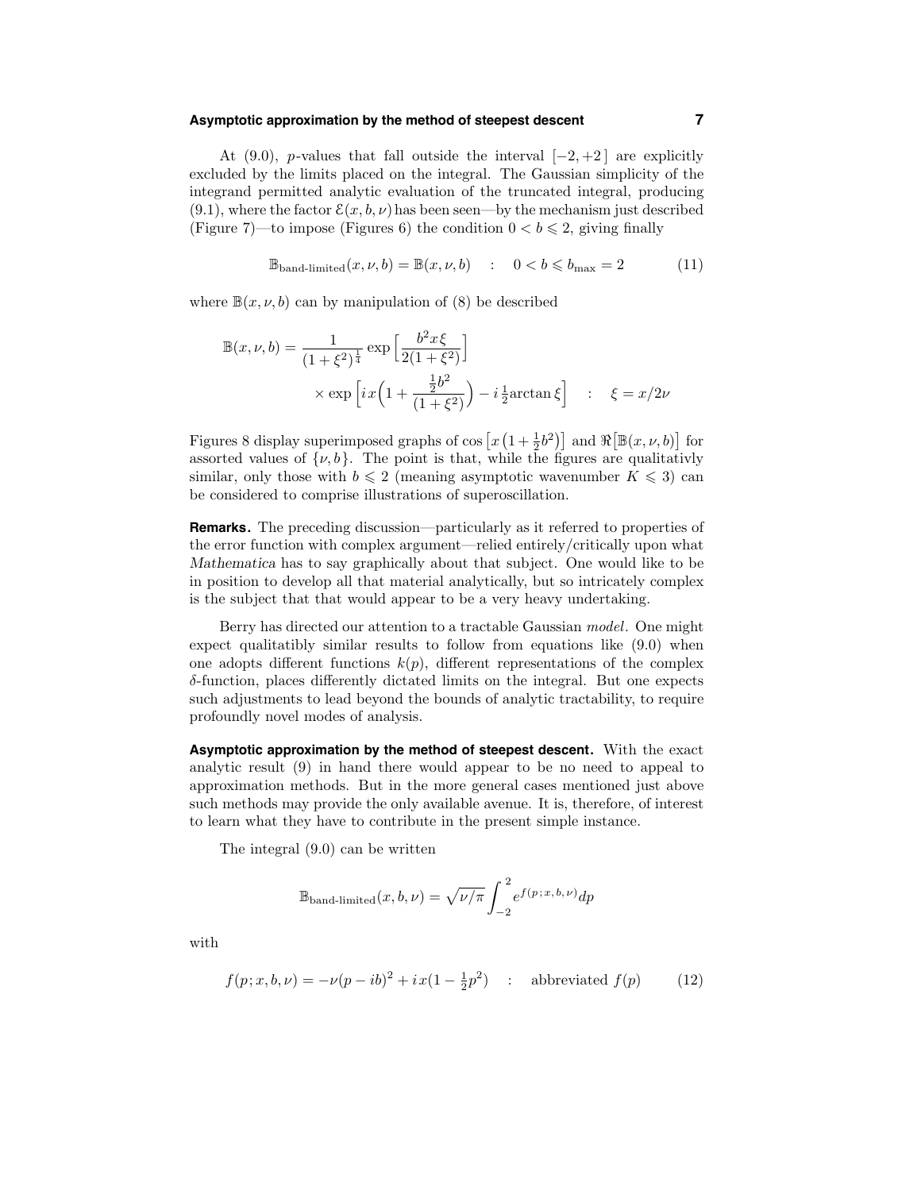At (9.0), $p$-values that fall outside the interval $[-2,+2\,]$ are explicitly excluded by the limits placed on the integral. The Gaussian simplicity of the integrand permitted analytic evaluation of the truncated integral, producing (9.1), where the factor $\mathcal{E}(x,b,\nu)$ has been seen—by the mechanism just described (Figure 7)—to impose (Figures 6) the condition $0 < b \leqslant 2$, giving finally

$$\mathbb{B}_{\text{band-limited}}(x,\nu,b) = \mathbb{B}(x,\nu,b) \quad : \quad 0 < b \leqslant b_{\max} = 2 \tag{11}$$

where $\mathbb{B}(x,\nu,b)$ can by manipulation of (8) be described

$$\mathbb{B}(x,\nu,b) = \frac{1}{(1+\xi^2)^{\frac{1}{4}}}\exp\Big[\frac{b^2 x\xi}{2(1+\xi^2)}\Big] \\ \times \exp\Big[i\,x\Big(1+\frac{\frac{1}{2}b^2}{(1+\xi^2)}\Big) - i\,\tfrac{1}{2}\text{arctan}\,\xi\Big] \quad : \quad \xi = x/2\nu$$

Figures 8 display superimposed graphs of $\cos\big[x\big(1+\frac{1}{2}b^2\big)\big]$ and $\Re\big[\mathbb{B}(x,\nu,b)\big]$ for assorted values of $\{\nu,b\}$. The point is that, while the figures are qualitativly similar, only those with $b \leqslant 2$ (meaning asymptotic wavenumber $K \leqslant 3$) can be considered to comprise illustrations of superoscillation.

**Remarks.** The preceding discussion—particularly as it referred to properties of the error function with complex argument—relied entirely/critically upon what *Mathematica* has to say graphically about that subject. One would like to be in position to develop all that material analytically, but so intricately complex is the subject that that would appear to be a very heavy undertaking.

Berry has directed our attention to a tractable Gaussian *model*. One might expect qualitatibly similar results to follow from equations like (9.0) when one adopts different functions $k(p)$, different representations of the complex $\delta$-function, places differently dictated limits on the integral. But one expects such adjustments to lead beyond the bounds of analytic tractability, to require profoundly novel modes of analysis.

**Asymptotic approximation by the method of steepest descent.** With the exact analytic result (9) in hand there would appear to be no need to appeal to approximation methods. But in the more general cases mentioned just above such methods may provide the only available avenue. It is, therefore, of interest to learn what they have to contribute in the present simple instance.

The integral (9.0) can be written

$$\mathbb{B}_{\text{band-limited}}(x,b,\nu) = \sqrt{\nu/\pi}\int_{-2}^{2} e^{f(p\,;\,x,b,\nu)}dp$$

with

$$f(p;x,b,\nu) = -\nu(p-ib)^2 + i\,x(1-\tfrac{1}{2}p^2) \quad : \quad \text{abbreviated } f(p) \tag{12}$$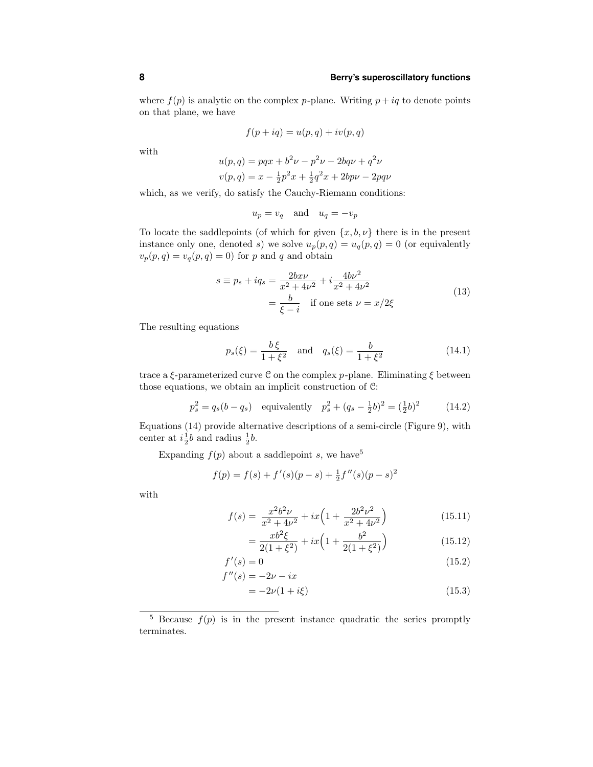where $f(p)$ is analytic on the complex $p$-plane. Writing $p + iq$ to denote points on that plane, we have

$$f(p + iq) = u(p, q) + iv(p, q)$$

with

$$\begin{aligned} u(p, q) &= pqx + b^2\nu - p^2\nu - 2bq\nu + q^2\nu \\ v(p, q) &= x - \tfrac{1}{2}p^2 x + \tfrac{1}{2}q^2 x + 2bp\nu - 2pq\nu \end{aligned}$$

which, as we verify, do satisfy the Cauchy-Riemann conditions:

$$u_p = v_q \quad \text{and} \quad u_q = -v_p$$

To locate the saddlepoints (of which for given $\{x, b, \nu\}$ there is in the present instance only one, denoted $s$) we solve $u_p(p, q) = u_q(p, q) = 0$ (or equivalently $v_p(p, q) = v_q(p, q) = 0$) for $p$ and $q$ and obtain

$$\begin{aligned} s \equiv p_s + iq_s &= \frac{2bx\nu}{x^2 + 4\nu^2} + i\frac{4b\nu^2}{x^2 + 4\nu^2} \\ &= \frac{b}{\xi - i} \quad \text{if one sets } \nu = x/2\xi \end{aligned} \tag{13}$$

The resulting equations

$$p_s(\xi) = \frac{b\,\xi}{1 + \xi^2} \quad \text{and} \quad q_s(\xi) = \frac{b}{1 + \xi^2} \tag{14.1}$$

trace a $\xi$-parameterized curve $\mathcal{C}$ on the complex $p$-plane. Eliminating $\xi$ between those equations, we obtain an implicit construction of $\mathcal{C}$:

$$p_s^2 = q_s(b - q_s) \quad \text{equivalently} \quad p_s^2 + (q_s - \tfrac{1}{2}b)^2 = (\tfrac{1}{2}b)^2 \tag{14.2}$$

Equations (14) provide alternative descriptions of a semi-circle (Figure 9), with center at $i\frac{1}{2}b$ and radius $\frac{1}{2}b$.

Expanding $f(p)$ about a saddlepoint $s$, we have[5]

$$f(p) = f(s) + f'(s)(p - s) + \tfrac{1}{2}f''(s)(p - s)^2$$

with

$$\begin{aligned} f(s) &= \frac{x^2 b^2 \nu}{x^2 + 4\nu^2} + ix\Big(1 + \frac{2b^2\nu^2}{x^2 + 4\nu^2}\Big) && (15.11) \\ &= \frac{xb^2\xi}{2(1 + \xi^2)} + ix\Big(1 + \frac{b^2}{2(1 + \xi^2)}\Big) && (15.12) \\ f'(s) &= 0 && (15.2) \\ f''(s) &= -2\nu - ix \\ &= -2\nu(1 + i\xi) && (15.3) \end{aligned}$$

[5] Because $f(p)$ is in the present instance quadratic the series promptly terminates.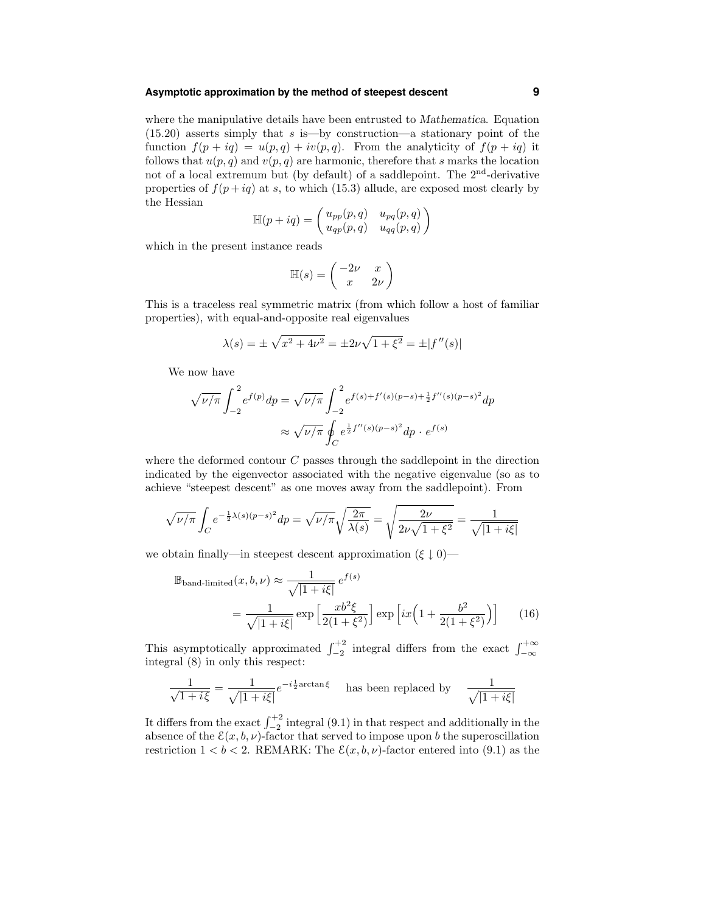where the manipulative details have been entrusted to *Mathematica*. Equation (15.20) asserts simply that $s$ is—by construction—a stationary point of the function $f(p+iq) = u(p,q) + iv(p,q)$. From the analyticity of $f(p+iq)$ it follows that $u(p,q)$ and $v(p,q)$ are harmonic, therefore that $s$ marks the location not of a local extremum but (by default) of a saddlepoint. The 2nd-derivative properties of $f(p+iq)$ at $s$, to which (15.3) allude, are exposed most clearly by the Hessian

$$\mathbb{H}(p+iq) = \begin{pmatrix} u_{pp}(p,q) & u_{pq}(p,q) \\ u_{qp}(p,q) & u_{qq}(p,q) \end{pmatrix}$$

which in the present instance reads

$$\mathbb{H}(s) = \begin{pmatrix} -2\nu & x \\ x & 2\nu \end{pmatrix}$$

This is a traceless real symmetric matrix (from which follow a host of familiar properties), with equal-and-opposite real eigenvalues

$$\lambda(s) = \pm\sqrt{x^2 + 4\nu^2} = \pm 2\nu\sqrt{1+\xi^2} = \pm|f''(s)|$$

We now have

$$\begin{aligned}\sqrt{\nu/\pi}\int_{-2}^{2} e^{f(p)}dp &= \sqrt{\nu/\pi}\int_{-2}^{2} e^{f(s)+f'(s)(p-s)+\frac{1}{2}f''(s)(p-s)^2}dp \\ &\approx \sqrt{\nu/\pi}\oint_C e^{\frac{1}{2}f''(s)(p-s)^2}dp \cdot e^{f(s)}\end{aligned}$$

where the deformed contour $C$ passes through the saddlepoint in the direction indicated by the eigenvector associated with the negative eigenvalue (so as to achieve "steepest descent" as one moves away from the saddlepoint). From

$$\sqrt{\nu/\pi}\int_C e^{-\frac{1}{2}\lambda(s)(p-s)^2}dp = \sqrt{\nu/\pi}\sqrt{\frac{2\pi}{\lambda(s)}} = \sqrt{\frac{2\nu}{2\nu\sqrt{1+\xi^2}}} = \frac{1}{\sqrt{|1+i\xi|}}$$

we obtain finally—in steepest descent approximation ($\xi \downarrow 0$)—

$$\begin{aligned}\mathbb{B}_{\text{band-limited}}(x,b,\nu) &\approx \frac{1}{\sqrt{|1+i\xi|}}\,e^{f(s)} \\ &= \frac{1}{\sqrt{|1+i\xi|}}\exp\Big[\frac{xb^2\xi}{2(1+\xi^2)}\Big]\exp\Big[ix\Big(1+\frac{b^2}{2(1+\xi^2)}\Big)\Big] \qquad (16)\end{aligned}$$

This asymptotically approximated $\int_{-2}^{+2}$ integral differs from the exact $\int_{-\infty}^{+\infty}$ integral (8) in only this respect:

$$\frac{1}{\sqrt{1+i\xi}} = \frac{1}{\sqrt{|1+i\xi|}}e^{-i\frac{1}{2}\arctan\xi} \quad \text{has been replaced by} \quad \frac{1}{\sqrt{|1+i\xi|}}$$

It differs from the exact $\int_{-2}^{+2}$ integral (9.1) in that respect and additionally in the absence of the $\mathcal{E}(x,b,\nu)$-factor that served to impose upon $b$ the superoscillation restriction $1 < b < 2$. REMARK: The $\mathcal{E}(x,b,\nu)$-factor entered into (9.1) as the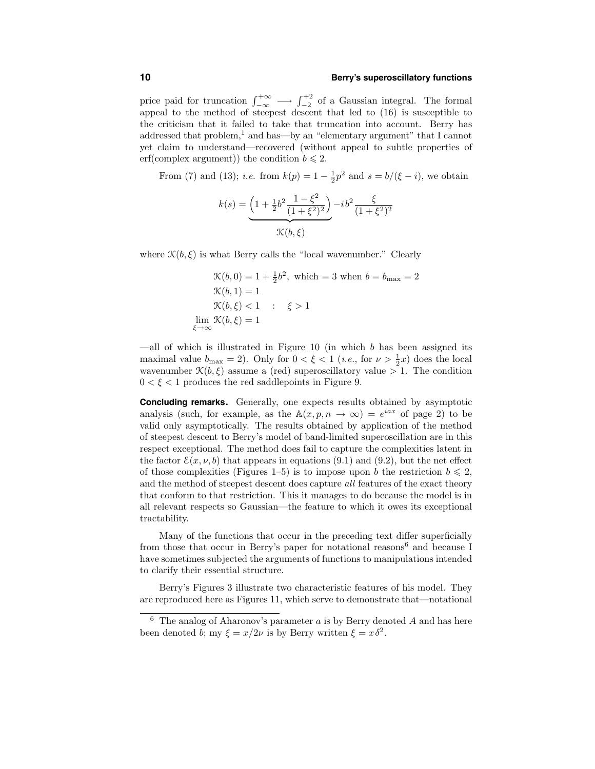price paid for truncation $\int_{-\infty}^{+\infty} \longrightarrow \int_{-2}^{+2}$ of a Gaussian integral. The formal appeal to the method of steepest descent that led to (16) is susceptible to the criticism that it failed to take that truncation into account. Berry has addressed that problem,[1] and has—by an "elementary argument" that I cannot yet claim to understand—recovered (without appeal to subtle properties of erf(complex argument)) the condition $b \leqslant 2$.

From (7) and (13); *i.e.* from $k(p) = 1 - \frac{1}{2}p^2$ and $s = b/(\xi - i)$, we obtain

$$k(s) = \underbrace{\Big(1 + \tfrac{1}{2}b^2 \frac{1-\xi^2}{(1+\xi^2)^2}\Big)}_{\mathcal{K}(b,\xi)} - ib^2 \frac{\xi}{(1+\xi^2)^2}$$

where $\mathcal{K}(b,\xi)$ is what Berry calls the "local wavenumber." Clearly

$$\begin{aligned}
\mathcal{K}(b,0) &= 1 + \tfrac{1}{2}b^2, \text{ which} = 3 \text{ when } b = b_{\max} = 2\\
\mathcal{K}(b,1) &= 1\\
\mathcal{K}(b,\xi) &< 1 \quad : \quad \xi > 1\\
\lim_{\xi\to\infty} \mathcal{K}(b,\xi) &= 1
\end{aligned}$$

—all of which is illustrated in Figure 10 (in which $b$ has been assigned its maximal value $b_{\max} = 2$). Only for $0 < \xi < 1$ (*i.e.*, for $\nu > \frac{1}{2}x$) does the local wavenumber $\mathcal{K}(b,\xi)$ assume a (red) superoscillatory value $> 1$. The condition $0 < \xi < 1$ produces the red saddlepoints in Figure 9.

**Concluding remarks.** Generally, one expects results obtained by asymptotic analysis (such, for example, as the $\mathbb{A}(x, p, n \to \infty) = e^{iax}$ of page 2) to be valid only asymptotically. The results obtained by application of the method of steepest descent to Berry's model of band-limited superoscillation are in this respect exceptional. The method does fail to capture the complexities latent in the factor $\mathcal{E}(x, \nu, b)$ that appears in equations (9.1) and (9.2), but the net effect of those complexities (Figures 1–5) is to impose upon $b$ the restriction $b \leqslant 2$, and the method of steepest descent does capture *all* features of the exact theory that conform to that restriction. This it manages to do because the model is in all relevant respects so Gaussian—the feature to which it owes its exceptional tractability.

Many of the functions that occur in the preceding text differ superficially from those that occur in Berry's paper for notational reasons[6] and because I have sometimes subjected the arguments of functions to manipulations intended to clarify their essential structure.

Berry's Figures 3 illustrate two characteristic features of his model. They are reproduced here as Figures 11, which serve to demonstrate that—notational

---

[6] The analog of Aharonov's parameter $a$ is by Berry denoted $A$ and has here been denoted $b$; my $\xi = x/2\nu$ is by Berry written $\xi = x\,\delta^2$.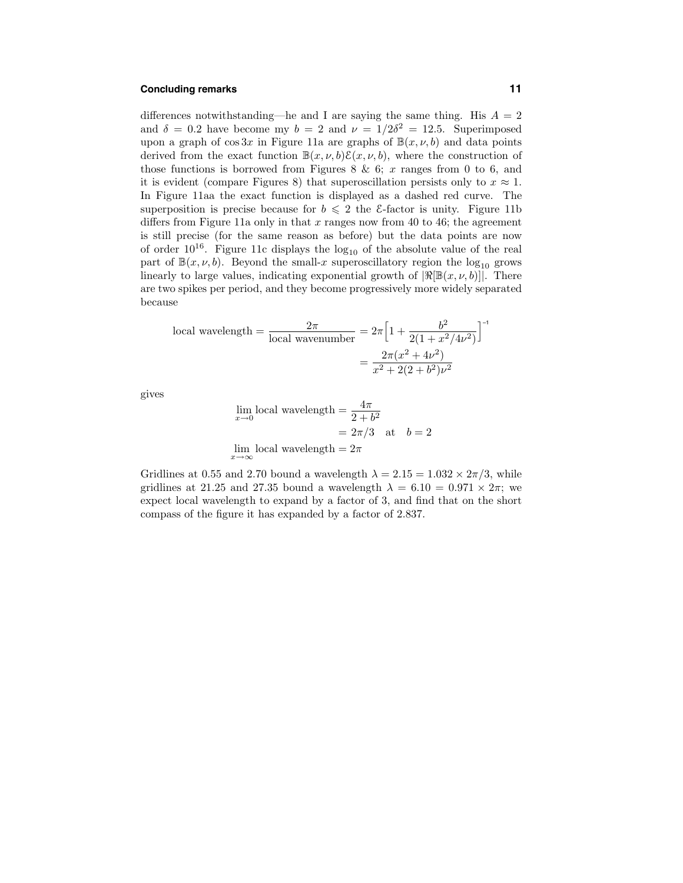differences notwithstanding—he and I are saying the same thing. His $A = 2$ and $\delta = 0.2$ have become my $b = 2$ and $\nu = 1/2\delta^2 = 12.5$. Superimposed upon a graph of $\cos 3x$ in Figure 11a are graphs of $\mathbb{B}(x, \nu, b)$ and data points derived from the exact function $\mathbb{B}(x, \nu, b)\mathcal{E}(x, \nu, b)$, where the construction of those functions is borrowed from Figures 8 & 6; $x$ ranges from 0 to 6, and it is evident (compare Figures 8) that superoscillation persists only to $x \approx 1$. In Figure 11aa the exact function is displayed as a dashed red curve. The superposition is precise because for $b \leqslant 2$ the $\mathcal{E}$-factor is unity. Figure 11b differs from Figure 11a only in that $x$ ranges now from 40 to 46; the agreement is still precise (for the same reason as before) but the data points are now of order $10^{16}$. Figure 11c displays the $\log_{10}$ of the absolute value of the real part of $\mathbb{B}(x, \nu, b)$. Beyond the small-$x$ superoscillatory region the $\log_{10}$ grows linearly to large values, indicating exponential growth of $|\Re[\mathbb{B}(x, \nu, b)]|$. There are two spikes per period, and they become progressively more widely separated because

$$\begin{aligned}
\text{local wavelength} = \frac{2\pi}{\text{local wavenumber}} &= 2\pi\Big[1 + \frac{b^2}{2(1 + x^2/4\nu^2)}\Big]^{-1} \\
&= \frac{2\pi(x^2 + 4\nu^2)}{x^2 + 2(2 + b^2)\nu^2}
\end{aligned}$$

gives

$$\begin{aligned}
\lim_{x\to 0} \text{local wavelength} &= \frac{4\pi}{2 + b^2} \\
&= 2\pi/3 \quad \text{at} \quad b = 2 \\
\lim_{x\to \infty} \text{local wavelength} &= 2\pi
\end{aligned}$$

Gridlines at 0.55 and 2.70 bound a wavelength $\lambda = 2.15 = 1.032 \times 2\pi/3$, while gridlines at 21.25 and 27.35 bound a wavelength $\lambda = 6.10 = 0.971 \times 2\pi$; we expect local wavelength to expand by a factor of 3, and find that on the short compass of the figure it has expanded by a factor of 2.837.